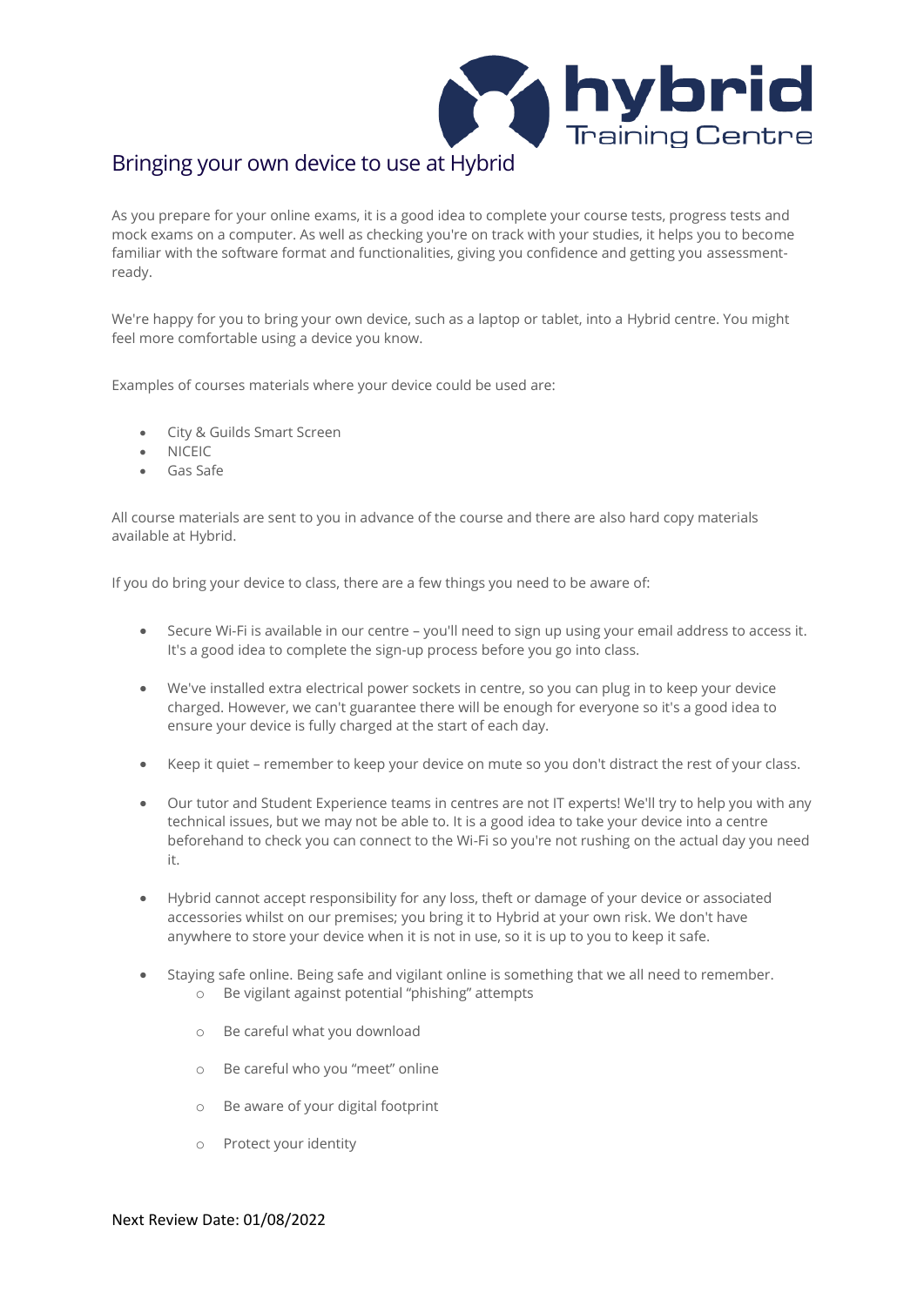# Bringing your own device to use at Hybrid

As you prepare for your online exams, it is a good idea to complete your course tests, progress tests and mock exams on a computer. As well as checking you're on track with your studies, it helps you to become familiar with the software format and functionalities, giving you confidence and getting you assessment-ready.

We're happy for you to bring your own device, such as a laptop or tablet, into a Hybrid centre. You might feel more comfortable using a device you know.

Examples of courses materials where your device could be used are:

- City & Guilds Smart Screen
- NICEIC
- Gas Safe

All course materials are sent to you in advance of the course and there are also hard copy materials available at Hybrid.

If you do bring your device to class, there are a few things you need to be aware of:

- Secure Wi-Fi is available in our centre – you'll need to sign up using your email address to access it. It's a good idea to complete the sign-up process before you go into class.

- We've installed extra electrical power sockets in centre, so you can plug in to keep your device charged. However, we can't guarantee there will be enough for everyone so it's a good idea to ensure your device is fully charged at the start of each day.

- Keep it quiet – remember to keep your device on mute so you don't distract the rest of your class.

- Our tutor and Student Experience teams in centres are not IT experts! We'll try to help you with any technical issues, but we may not be able to. It is a good idea to take your device into a centre beforehand to check you can connect to the Wi-Fi so you're not rushing on the actual day you need it.

- Hybrid cannot accept responsibility for any loss, theft or damage of your device or associated accessories whilst on our premises; you bring it to Hybrid at your own risk. We don't have anywhere to store your device when it is not in use, so it is up to you to keep it safe.

- Staying safe online. Being safe and vigilant online is something that we all need to remember.
  - Be vigilant against potential "phishing" attempts
  - Be careful what you download
  - Be careful who you "meet" online
  - Be aware of your digital footprint
  - Protect your identity

Next Review Date: 01/08/2022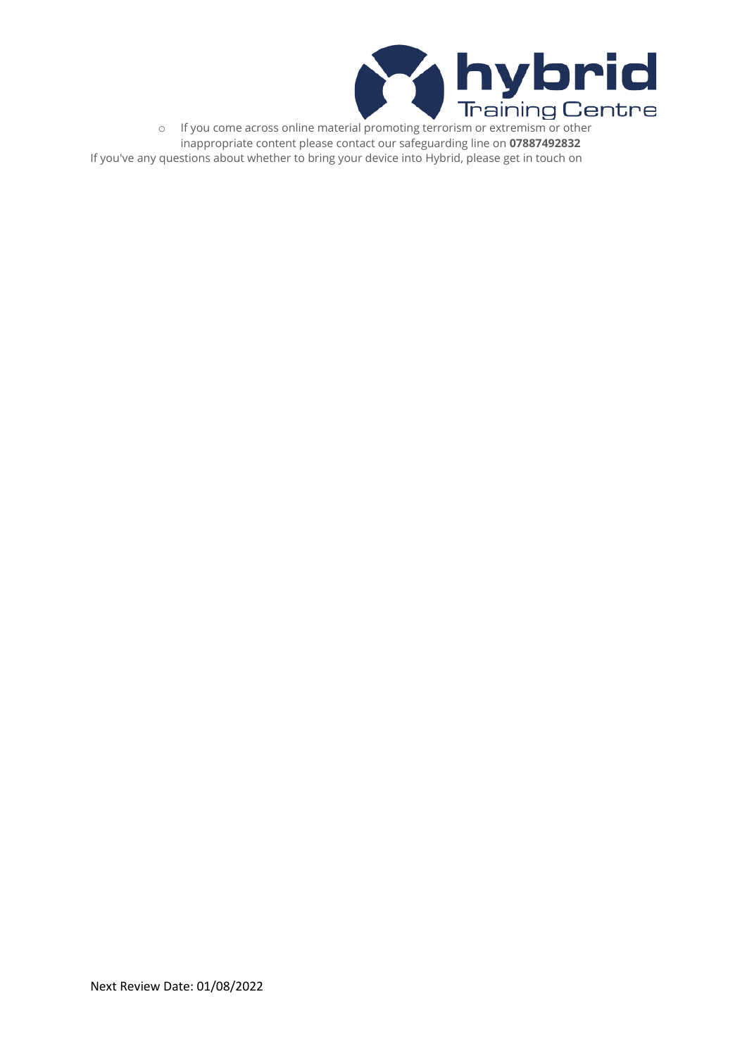- If you come across online material promoting terrorism or extremism or other inappropriate content please contact our safeguarding line on **07887492832**

If you've any questions about whether to bring your device into Hybrid, please get in touch on

Next Review Date: 01/08/2022